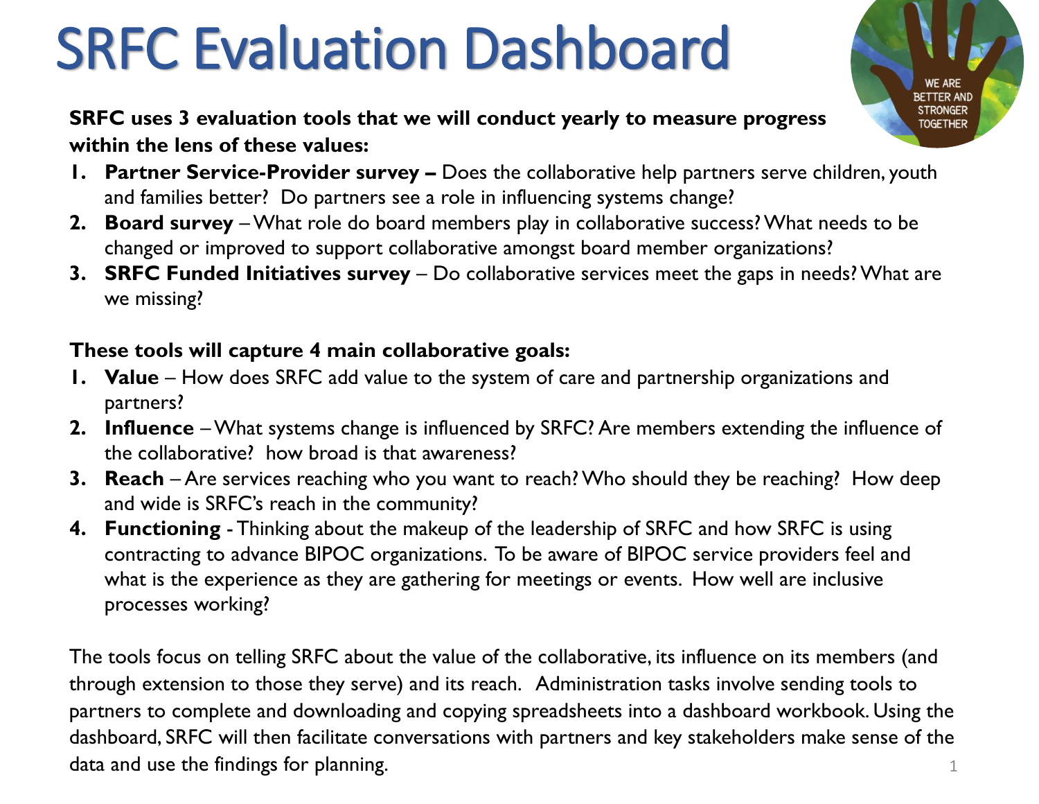# SRFC Evaluation Dashboard

WE ARE BETTER AND STRONGER TOGETHER

**SRFC uses 3 evaluation tools that we will conduct yearly to measure progress within the lens of these values:**

1. **Partner Service-Provider survey –** Does the collaborative help partners serve children, youth and families better? Do partners see a role in influencing systems change?
2. **Board survey** – What role do board members play in collaborative success? What needs to be changed or improved to support collaborative amongst board member organizations?
3. **SRFC Funded Initiatives survey** – Do collaborative services meet the gaps in needs? What are we missing?

**These tools will capture 4 main collaborative goals:**

1. **Value** – How does SRFC add value to the system of care and partnership organizations and partners?
2. **Influence** – What systems change is influenced by SRFC? Are members extending the influence of the collaborative? how broad is that awareness?
3. **Reach** – Are services reaching who you want to reach? Who should they be reaching? How deep and wide is SRFC's reach in the community?
4. **Functioning** - Thinking about the makeup of the leadership of SRFC and how SRFC is using contracting to advance BIPOC organizations. To be aware of BIPOC service providers feel and what is the experience as they are gathering for meetings or events. How well are inclusive processes working?

The tools focus on telling SRFC about the value of the collaborative, its influence on its members (and through extension to those they serve) and its reach. Administration tasks involve sending tools to partners to complete and downloading and copying spreadsheets into a dashboard workbook. Using the dashboard, SRFC will then facilitate conversations with partners and key stakeholders make sense of the data and use the findings for planning.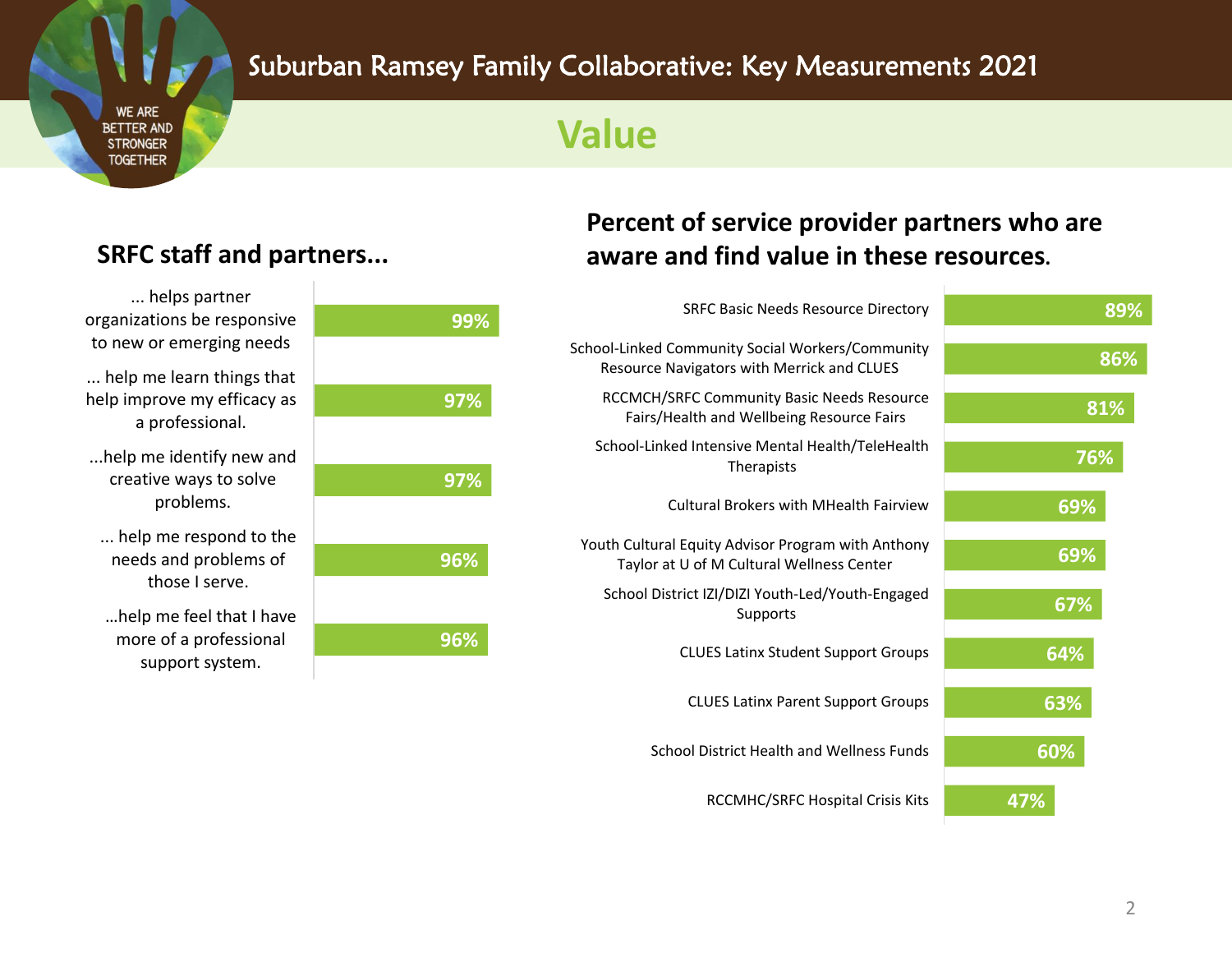# Suburban Ramsey Family Collaborative: Key Measurements 2021

WE ARE BETTER AND STRONGER TOGETHER

## Value

### SRFC staff and partners...

| Statement | Percent |
|---|---|
| ... helps partner organizations be responsive to new or emerging needs | 99% |
| ... help me learn things that help improve my efficacy as a professional. | 97% |
| ...help me identify new and creative ways to solve problems. | 97% |
| ... help me respond to the needs and problems of those I serve. | 96% |
| ...help me feel that I have more of a professional support system. | 96% |

### Percent of service provider partners who are aware and find value in these resources.

| Resource | Percent |
|---|---|
| SRFC Basic Needs Resource Directory | 89% |
| School-Linked Community Social Workers/Community Resource Navigators with Merrick and CLUES | 86% |
| RCCMCH/SRFC Community Basic Needs Resource Fairs/Health and Wellbeing Resource Fairs | 81% |
| School-Linked Intensive Mental Health/TeleHealth Therapists | 76% |
| Cultural Brokers with MHealth Fairview | 69% |
| Youth Cultural Equity Advisor Program with Anthony Taylor at U of M Cultural Wellness Center | 69% |
| School District IZI/DIZI Youth-Led/Youth-Engaged Supports | 67% |
| CLUES Latinx Student Support Groups | 64% |
| CLUES Latinx Parent Support Groups | 63% |
| School District Health and Wellness Funds | 60% |
| RCCMHC/SRFC Hospital Crisis Kits | 47% |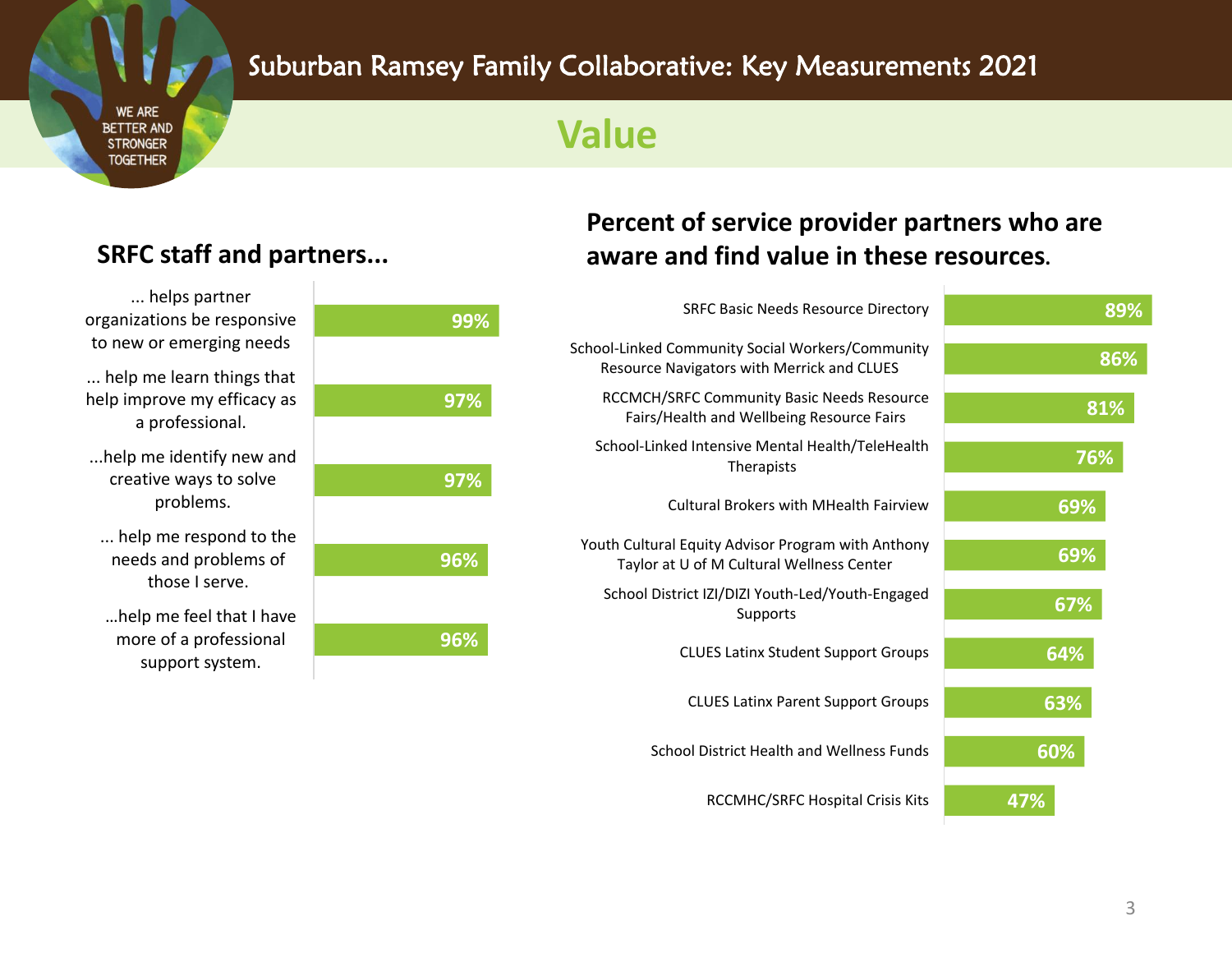# Suburban Ramsey Family Collaborative: Key Measurements 2021

WE ARE BETTER AND STRONGER TOGETHER

## Value

### SRFC staff and partners...

| Statement | Percent |
|---|---|
| ... helps partner organizations be responsive to new or emerging needs | 99% |
| ... help me learn things that help improve my efficacy as a professional. | 97% |
| ...help me identify new and creative ways to solve problems. | 97% |
| ... help me respond to the needs and problems of those I serve. | 96% |
| ...help me feel that I have more of a professional support system. | 96% |

### Percent of service provider partners who are aware and find value in these resources.

| Resource | Percent |
|---|---|
| SRFC Basic Needs Resource Directory | 89% |
| School-Linked Community Social Workers/Community Resource Navigators with Merrick and CLUES | 86% |
| RCCMCH/SRFC Community Basic Needs Resource Fairs/Health and Wellbeing Resource Fairs | 81% |
| School-Linked Intensive Mental Health/TeleHealth Therapists | 76% |
| Cultural Brokers with MHealth Fairview | 69% |
| Youth Cultural Equity Advisor Program with Anthony Taylor at U of M Cultural Wellness Center | 69% |
| School District IZI/DIZI Youth-Led/Youth-Engaged Supports | 67% |
| CLUES Latinx Student Support Groups | 64% |
| CLUES Latinx Parent Support Groups | 63% |
| School District Health and Wellness Funds | 60% |
| RCCMHC/SRFC Hospital Crisis Kits | 47% |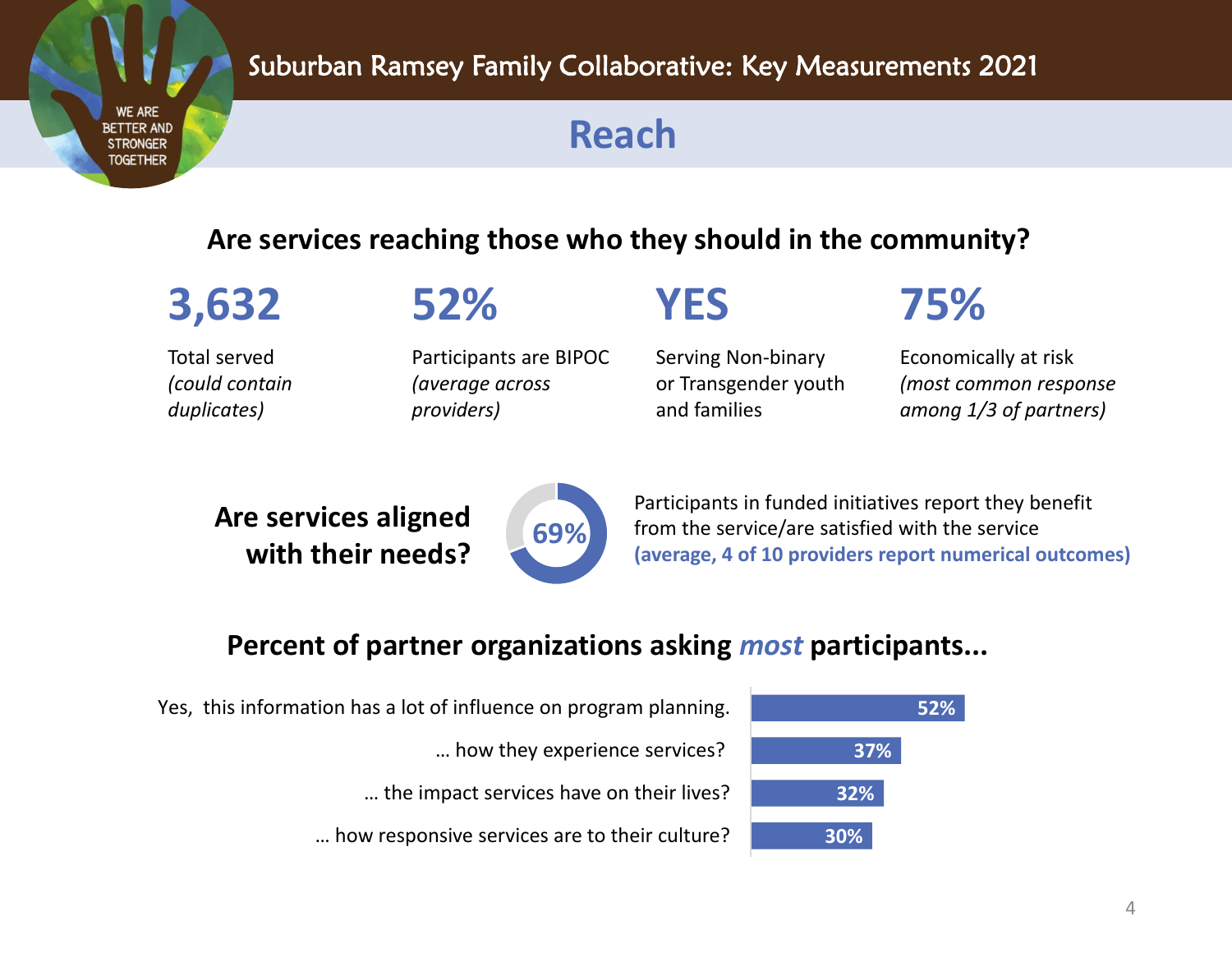# Suburban Ramsey Family Collaborative: Key Measurements 2021

## Reach

### Are services reaching those who they should in the community?

**3,632**

Total served *(could contain duplicates)*

**52%**

Participants are BIPOC *(average across providers)*

**YES**

Serving Non-binary or Transgender youth and families

**75%**

Economically at risk *(most common response among 1/3 of partners)*

### Are services aligned with their needs?

**69%**

Participants in funded initiatives report they benefit from the service/are satisfied with the service **(average, 4 of 10 providers report numerical outcomes)**

### Percent of partner organizations asking *most* participants...

| | |
|---|---|
| Yes, this information has a lot of influence on program planning. | 52% |
| … how they experience services? | 37% |
| … the impact services have on their lives? | 32% |
| … how responsive services are to their culture? | 30% |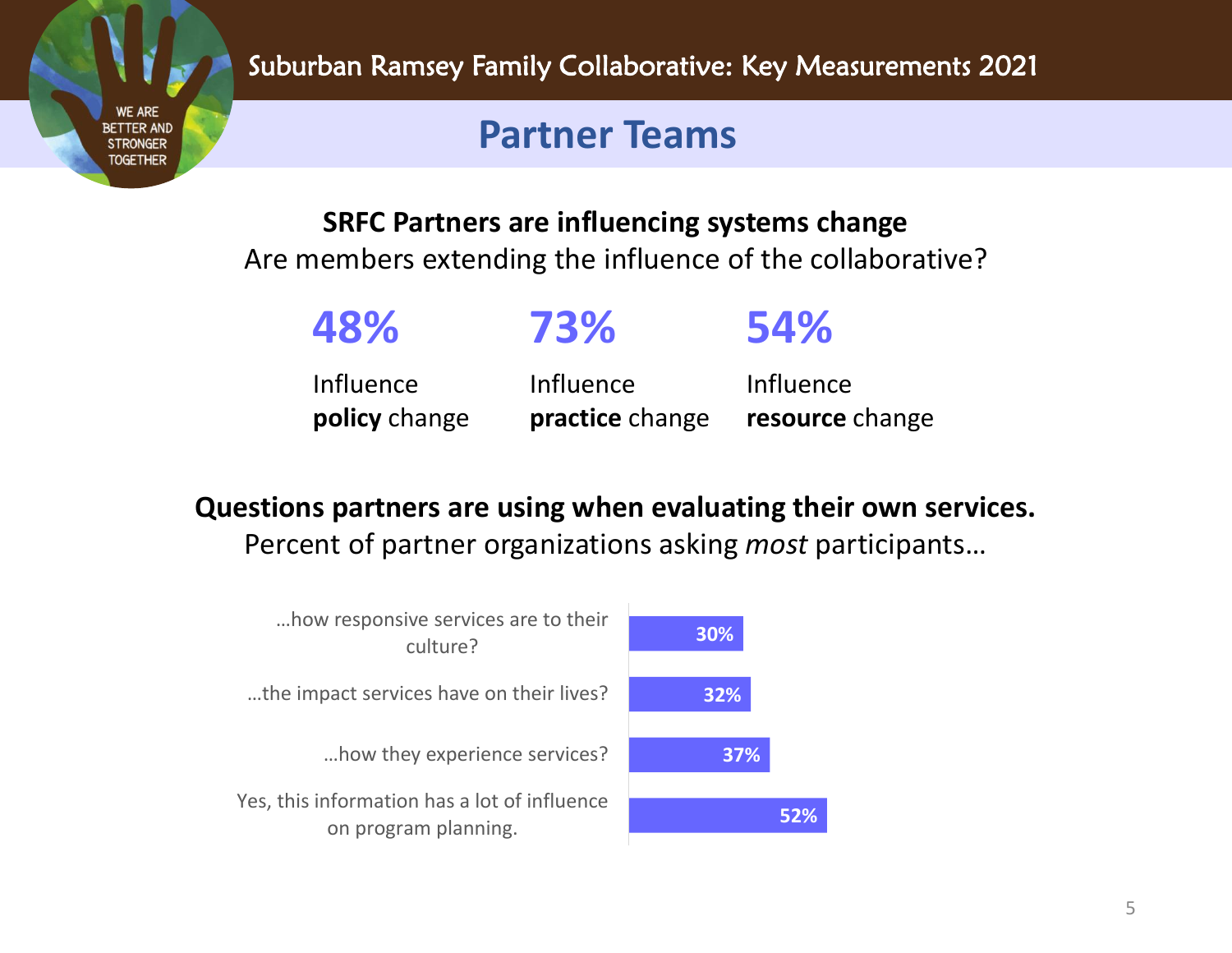Suburban Ramsey Family Collaborative: Key Measurements 2021

# Partner Teams

**SRFC Partners are influencing systems change**

Are members extending the influence of the collaborative?

| 48% | 73% | 54% |
|---|---|---|
| Influence **policy** change | Influence **practice** change | Influence **resource** change |

**Questions partners are using when evaluating their own services.**

Percent of partner organizations asking *most* participants…

| Question | Percent |
|---|---|
| …how responsive services are to their culture? | 30% |
| …the impact services have on their lives? | 32% |
| …how they experience services? | 37% |
| Yes, this information has a lot of influence on program planning. | 52% |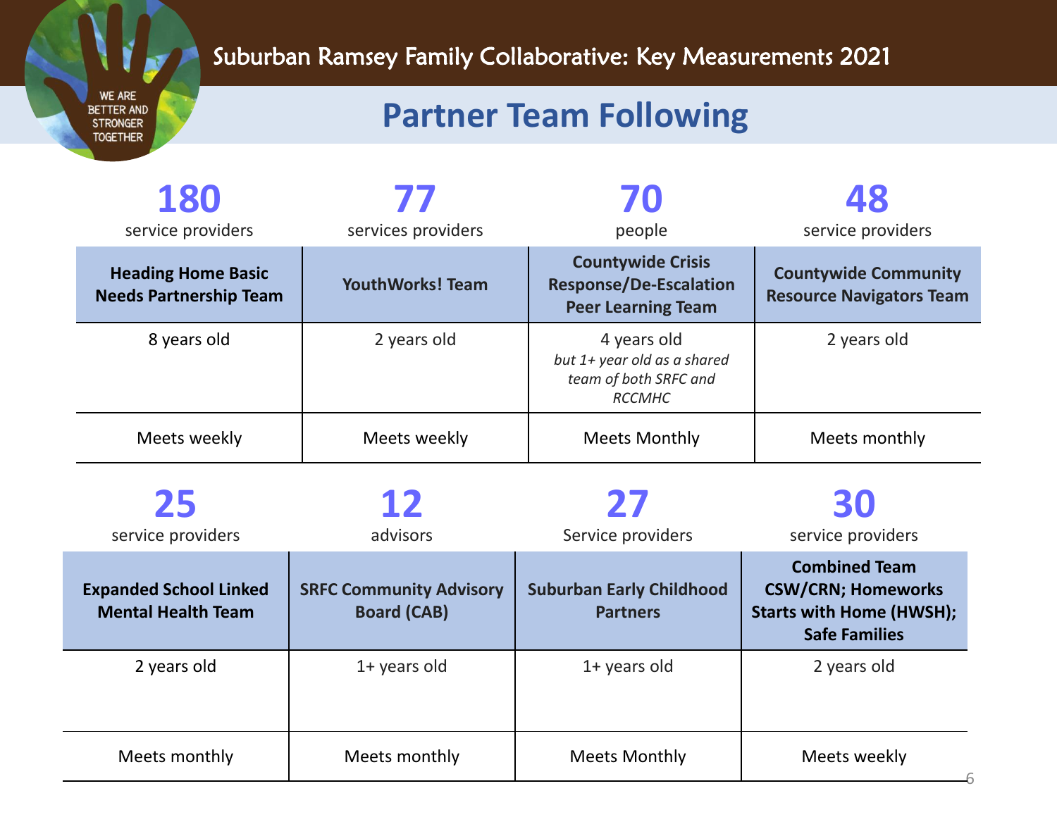Suburban Ramsey Family Collaborative: Key Measurements 2021

WE ARE BETTER AND STRONGER TOGETHER

# Partner Team Following

| 180 service providers | 77 services providers | 70 people | 48 service providers |
|---|---|---|---|
| **Heading Home Basic Needs Partnership Team** | **YouthWorks! Team** | **Countywide Crisis Response/De-Escalation Peer Learning Team** | **Countywide Community Resource Navigators Team** |
| 8 years old | 2 years old | 4 years old *but 1+ year old as a shared team of both SRFC and RCCMHC* | 2 years old |
| Meets weekly | Meets weekly | Meets Monthly | Meets monthly |

| 25 service providers | 12 advisors | 27 Service providers | 30 service providers |
|---|---|---|---|
| **Expanded School Linked Mental Health Team** | **SRFC Community Advisory Board (CAB)** | **Suburban Early Childhood Partners** | **Combined Team CSW/CRN; Homeworks Starts with Home (HWSH); Safe Families** |
| 2 years old | 1+ years old | 1+ years old | 2 years old |
| Meets monthly | Meets monthly | Meets Monthly | Meets weekly |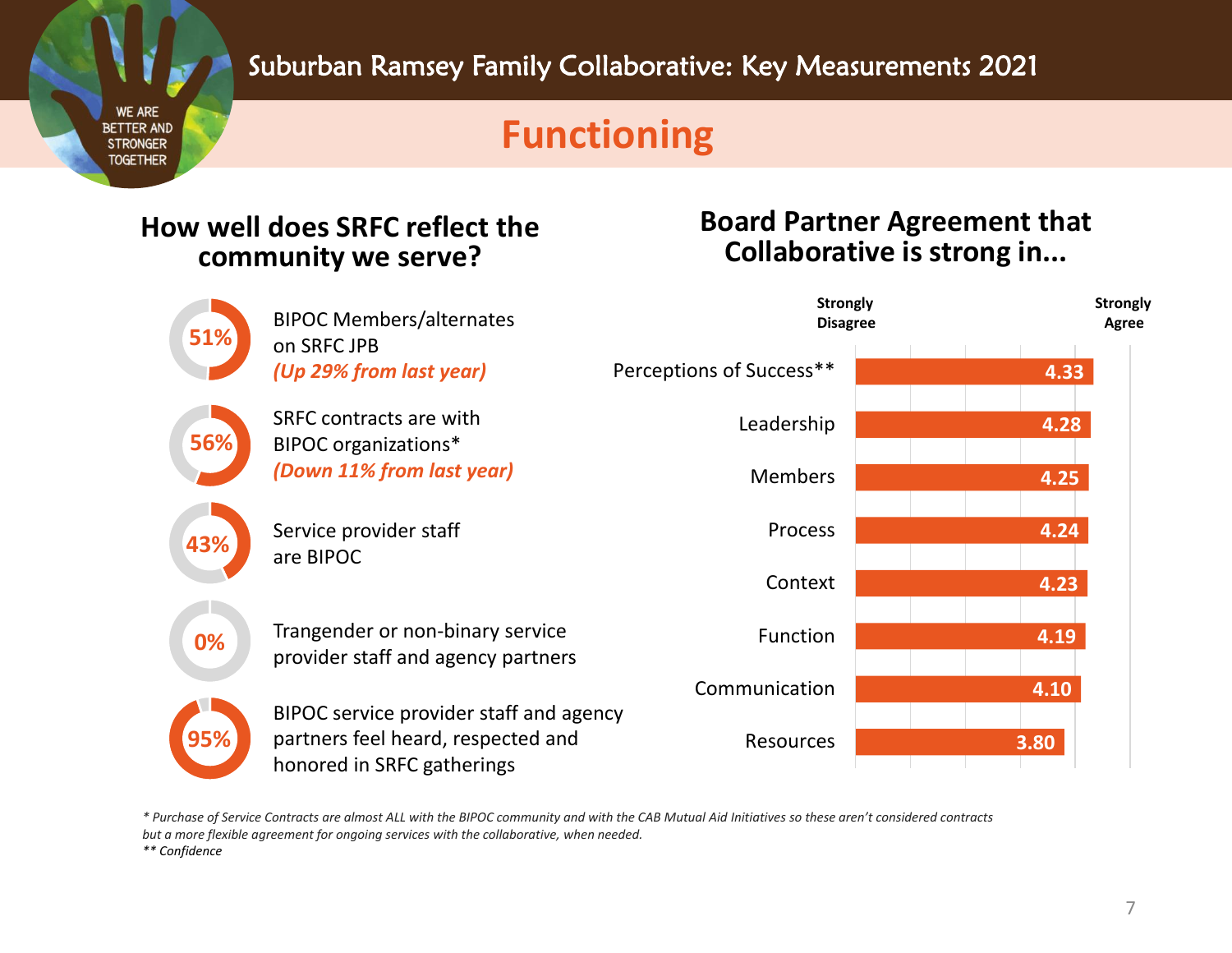# Suburban Ramsey Family Collaborative: Key Measurements 2021

WE ARE BETTER AND STRONGER TOGETHER

## Functioning

### How well does SRFC reflect the community we serve?

- **51%** BIPOC Members/alternates on SRFC JPB *(Up 29% from last year)*
- **56%** SRFC contracts are with BIPOC organizations* *(Down 11% from last year)*
- **43%** Service provider staff are BIPOC
- **0%** Trangender or non-binary service provider staff and agency partners
- **95%** BIPOC service provider staff and agency partners feel heard, respected and honored in SRFC gatherings

### Board Partner Agreement that Collaborative is strong in...

(Scale: Strongly Disagree – Strongly Agree)

| Area | Score |
|---|---|
| Perceptions of Success** | 4.33 |
| Leadership | 4.28 |
| Members | 4.25 |
| Process | 4.24 |
| Context | 4.23 |
| Function | 4.19 |
| Communication | 4.10 |
| Resources | 3.80 |

*\* Purchase of Service Contracts are almost ALL with the BIPOC community and with the CAB Mutual Aid Initiatives so these aren't considered contracts but a more flexible agreement for ongoing services with the collaborative, when needed.*

*\*\* Confidence*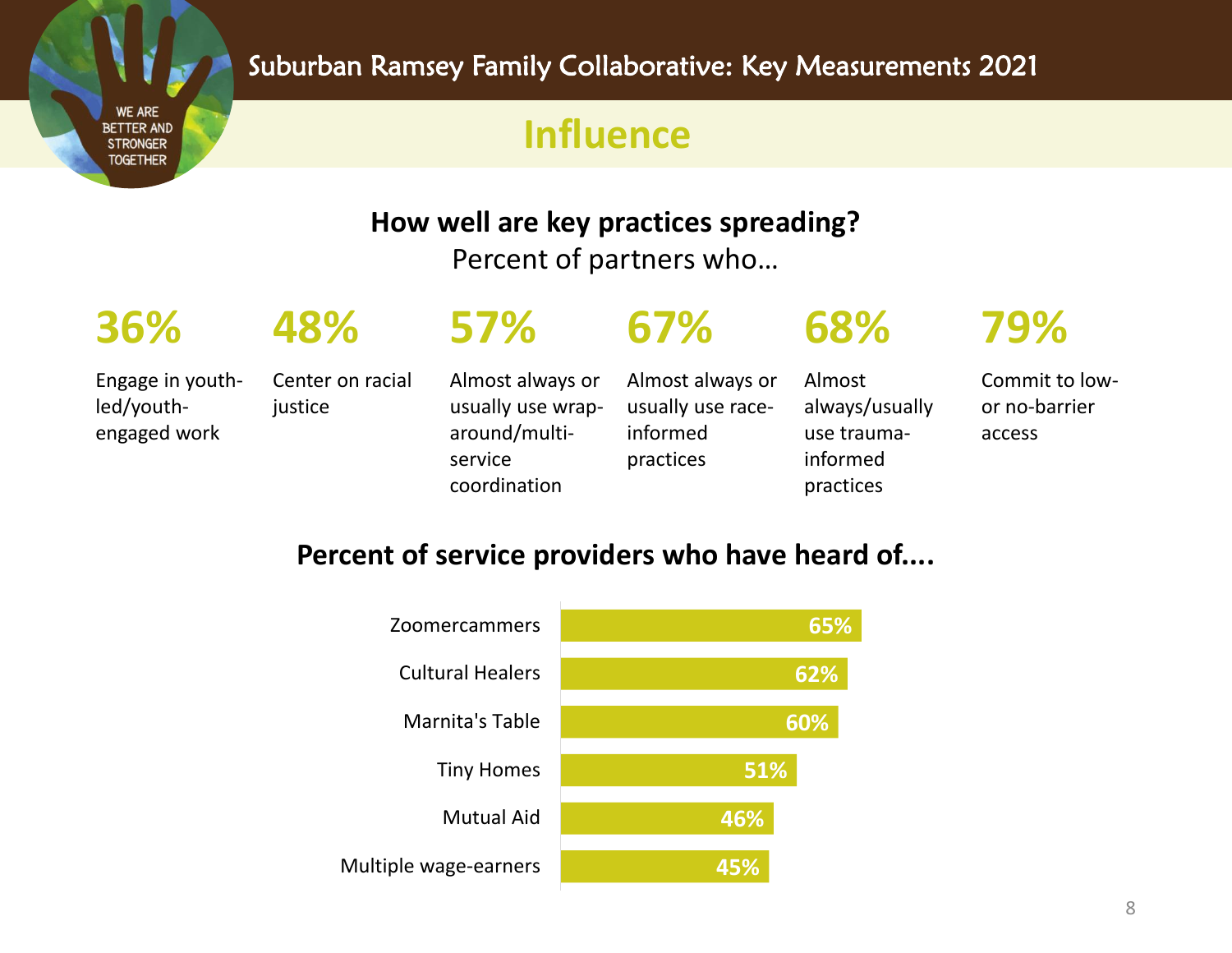# Suburban Ramsey Family Collaborative: Key Measurements 2021

WE ARE BETTER AND STRONGER TOGETHER

## Influence

### How well are key practices spreading?

Percent of partners who…

**36%**
Engage in youth-led/youth-engaged work

**48%**
Center on racial justice

**57%**
Almost always or usually use wrap-around/multi-service coordination

**67%**
Almost always or usually use race-informed practices

**68%**
Almost always/usually use trauma-informed practices

**79%**
Commit to low- or no-barrier access

### Percent of service providers who have heard of....

Zoomercammers 65%
Cultural Healers 62%
Marnita's Table 60%
Tiny Homes 51%
Mutual Aid 46%
Multiple wage-earners 45%